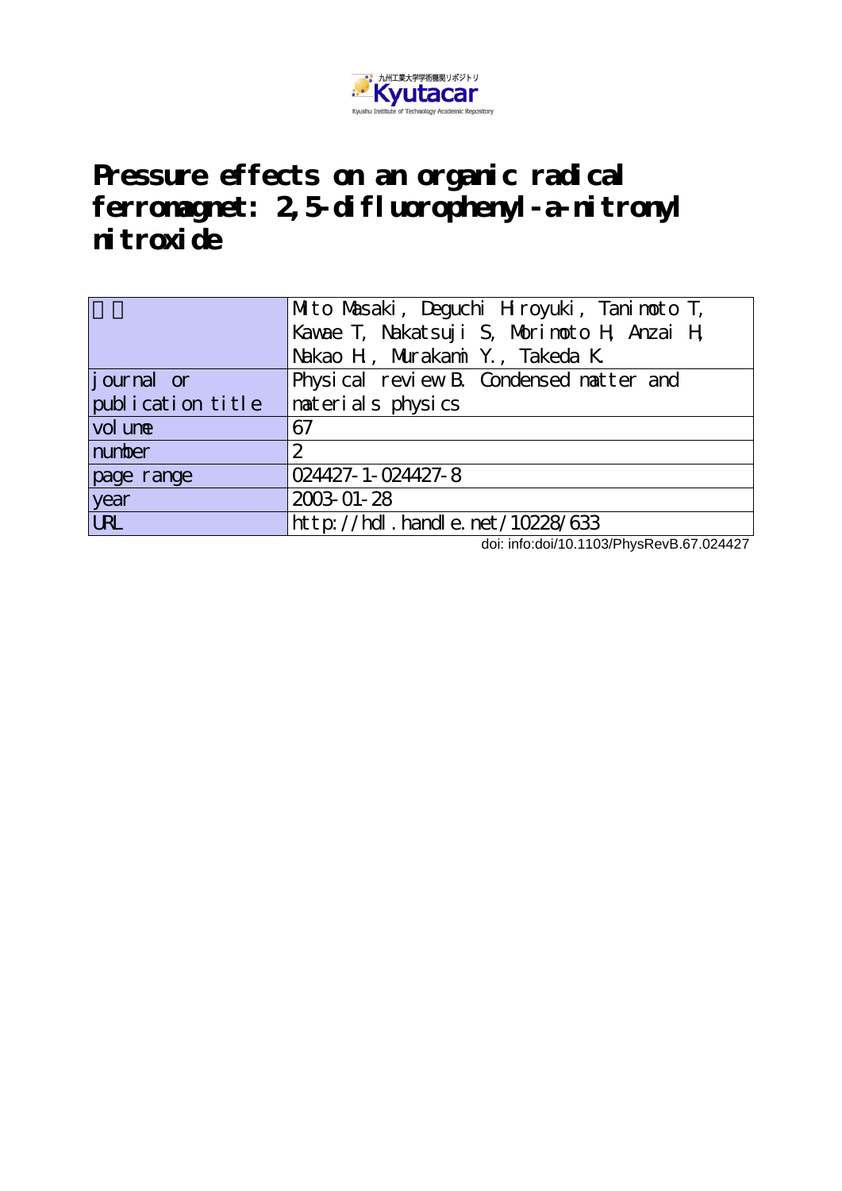# Pressure effects on an organic radical ferromagnet: 2,5-difluorophenyl-a-nitronyl nitroxide

| 著者 | Mito Masaki, Deguchi Hiroyuki, Tanimoto T, Kawae T, Nakatsuji S, Morimoto H, Anzai H, Nakao H., Murakami Y., Takeda K |
|---|---|
| journal or publication title | Physical review B. Condensed matter and materials physics |
| volume | 67 |
| number | 2 |
| page range | 024427-1-024427-8 |
| year | 2003-01-28 |
| URL | http://hdl.handle.net/10228/633 |

doi: info:doi/10.1103/PhysRevB.67.024427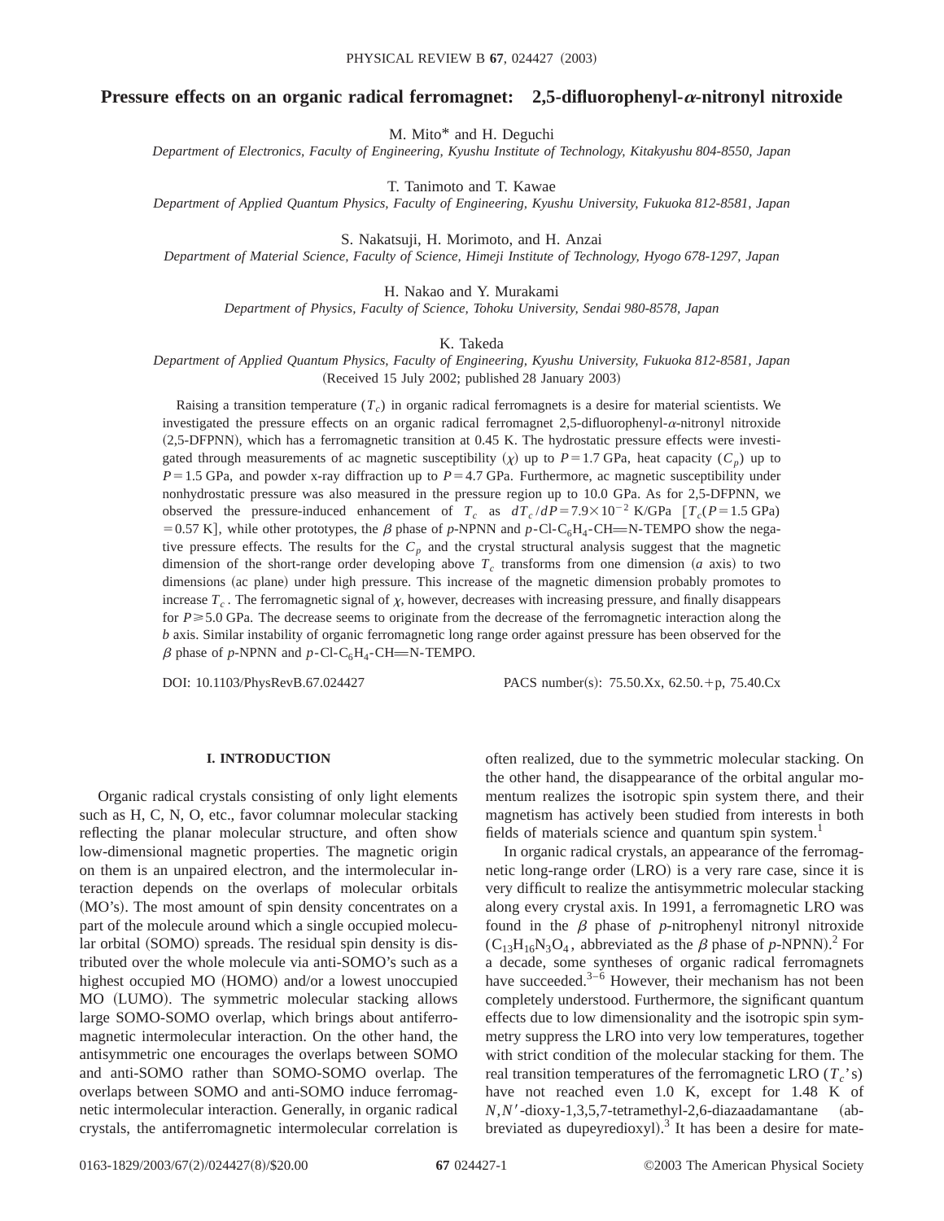# Pressure effects on an organic radical ferromagnet: 2,5-difluorophenyl-$\alpha$-nitronyl nitroxide

M. Mito* and H. Deguchi

*Department of Electronics, Faculty of Engineering, Kyushu Institute of Technology, Kitakyushu 804-8550, Japan*

T. Tanimoto and T. Kawae

*Department of Applied Quantum Physics, Faculty of Engineering, Kyushu University, Fukuoka 812-8581, Japan*

S. Nakatsuji, H. Morimoto, and H. Anzai

*Department of Material Science, Faculty of Science, Himeji Institute of Technology, Hyogo 678-1297, Japan*

H. Nakao and Y. Murakami

*Department of Physics, Faculty of Science, Tohoku University, Sendai 980-8578, Japan*

K. Takeda

*Department of Applied Quantum Physics, Faculty of Engineering, Kyushu University, Fukuoka 812-8581, Japan*

(Received 15 July 2002; published 28 January 2003)

Raising a transition temperature ($T_c$) in organic radical ferromagnets is a desire for material scientists. We investigated the pressure effects on an organic radical ferromagnet 2,5-difluorophenyl-$\alpha$-nitronyl nitroxide (2,5-DFPNN), which has a ferromagnetic transition at 0.45 K. The hydrostatic pressure effects were investigated through measurements of ac magnetic susceptibility ($\chi$) up to $P=1.7$ GPa, heat capacity ($C_p$) up to $P=1.5$ GPa, and powder x-ray diffraction up to $P=4.7$ GPa. Furthermore, ac magnetic susceptibility under nonhydrostatic pressure was also measured in the pressure region up to 10.0 GPa. As for 2,5-DFPNN, we observed the pressure-induced enhancement of $T_c$ as $dT_c/dP=7.9\times10^{-2}$ K/GPa [$T_c(P=1.5\ \text{GPa})=0.57$ K], while other prototypes, the $\beta$ phase of *p*-NPNN and *p*-Cl-$C_6H_4$-CH=N-TEMPO show the negative pressure effects. The results for the $C_p$ and the crystal structural analysis suggest that the magnetic dimension of the short-range order developing above $T_c$ transforms from one dimension (*a* axis) to two dimensions (ac plane) under high pressure. This increase of the magnetic dimension probably promotes to increase $T_c$. The ferromagnetic signal of $\chi$, however, decreases with increasing pressure, and finally disappears for $P\geqslant5.0$ GPa. The decrease seems to originate from the decrease of the ferromagnetic interaction along the *b* axis. Similar instability of organic ferromagnetic long range order against pressure has been observed for the $\beta$ phase of *p*-NPNN and *p*-Cl-$C_6H_4$-CH=N-TEMPO.

DOI: 10.1103/PhysRevB.67.024427 PACS number(s): 75.50.Xx, 62.50.+p, 75.40.Cx

## I. INTRODUCTION

Organic radical crystals consisting of only light elements such as H, C, N, O, etc., favor columnar molecular stacking reflecting the planar molecular structure, and often show low-dimensional magnetic properties. The magnetic origin on them is an unpaired electron, and the intermolecular interaction depends on the overlaps of molecular orbitals (MO's). The most amount of spin density concentrates on a part of the molecule around which a single occupied molecular orbital (SOMO) spreads. The residual spin density is distributed over the whole molecule via anti-SOMO's such as a highest occupied MO (HOMO) and/or a lowest unoccupied MO (LUMO). The symmetric molecular stacking allows large SOMO-SOMO overlap, which brings about antiferromagnetic intermolecular interaction. On the other hand, the antisymmetric one encourages the overlaps between SOMO and anti-SOMO rather than SOMO-SOMO overlap. The overlaps between SOMO and anti-SOMO induce ferromagnetic intermolecular interaction. Generally, in organic radical crystals, the antiferromagnetic intermolecular correlation is often realized, due to the symmetric molecular stacking. On the other hand, the disappearance of the orbital angular momentum realizes the isotropic spin system there, and their magnetism has actively been studied from interests in both fields of materials science and quantum spin system.[1]

In organic radical crystals, an appearance of the ferromagnetic long-range order (LRO) is a very rare case, since it is very difficult to realize the antisymmetric molecular stacking along every crystal axis. In 1991, a ferromagnetic LRO was found in the $\beta$ phase of *p*-nitrophenyl nitronyl nitroxide ($C_{13}H_{16}N_3O_4$, abbreviated as the $\beta$ phase of *p*-NPNN).[2] For a decade, some syntheses of organic radical ferromagnets have succeeded.[3–6] However, their mechanism has not been completely understood. Furthermore, the significant quantum effects due to low dimensionality and the isotropic spin symmetry suppress the LRO into very low temperatures, together with strict condition of the molecular stacking for them. The real transition temperatures of the ferromagnetic LRO ($T_c$'s) have not reached even 1.0 K, except for 1.48 K of *N,N'*-dioxy-1,3,5,7-tetramethyl-2,6-diazaadamantane (abbreviated as dupeyredioxyl).[3] It has been a desire for mate-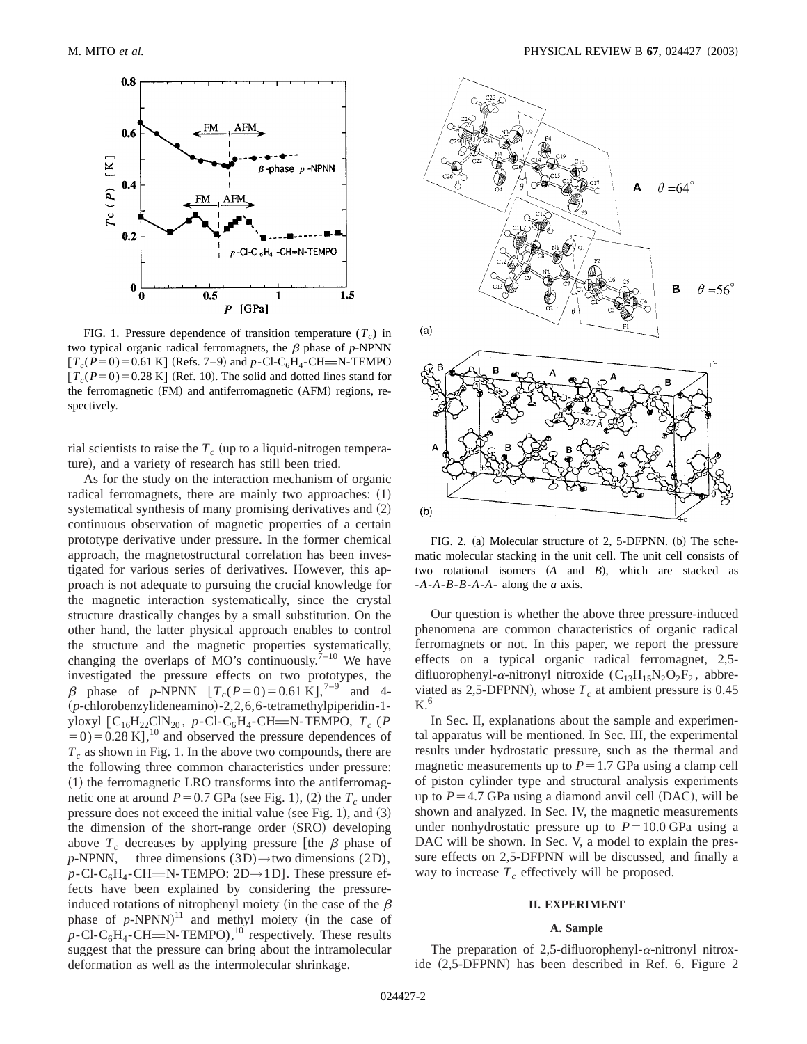FIG. 1. Pressure dependence of transition temperature ($T_c$) in two typical organic radical ferromagnets, the $\beta$ phase of *p*-NPNN [$T_c(P=0)=0.61$ K] (Refs. 7–9) and *p*-Cl-$C_6H_4$-CH═N-TEMPO [$T_c(P=0)=0.28$ K] (Ref. 10). The solid and dotted lines stand for the ferromagnetic (FM) and antiferromagnetic (AFM) regions, respectively.

rial scientists to raise the $T_c$ (up to a liquid-nitrogen temperature), and a variety of research has still been tried.

As for the study on the interaction mechanism of organic radical ferromagnets, there are mainly two approaches: (1) systematical synthesis of many promising derivatives and (2) continuous observation of magnetic properties of a certain prototype derivative under pressure. In the former chemical approach, the magnetostructural correlation has been investigated for various series of derivatives. However, this approach is not adequate to pursuing the crucial knowledge for the magnetic interaction systematically, since the crystal structure drastically changes by a small substitution. On the other hand, the latter physical approach enables to control the structure and the magnetic properties systematically, changing the overlaps of MO's continuously.[7–10] We have investigated the pressure effects on two prototypes, the $\beta$ phase of *p*-NPNN [$T_c(P=0)=0.61$ K],[7–9] and 4-(*p*-chlorobenzylideneamino)-2,2,6,6-tetramethylpiperidin-1-yloxyl [$C_{16}H_{22}ClN_{20}$, *p*-Cl-$C_6H_4$-CH═N-TEMPO, $T_c$ ($P=0)=0.28$ K],[10] and observed the pressure dependences of $T_c$ as shown in Fig. 1. In the above two compounds, there are the following three common characteristics under pressure: (1) the ferromagnetic LRO transforms into the antiferromagnetic one at around $P=0.7$ GPa (see Fig. 1), (2) the $T_c$ under pressure does not exceed the initial value (see Fig. 1), and (3) the dimension of the short-range order (SRO) developing above $T_c$ decreases by applying pressure [the $\beta$ phase of *p*-NPNN, three dimensions (3D)→two dimensions (2D), *p*-Cl-$C_6H_4$-CH═N-TEMPO: 2D→1D]. These pressure effects have been explained by considering the pressure-induced rotations of nitrophenyl moiety (in the case of the $\beta$ phase of *p*-NPNN)[11] and methyl moiety (in the case of *p*-Cl-$C_6H_4$-CH═N-TEMPO),[10] respectively. These results suggest that the pressure can bring about the intramolecular deformation as well as the intermolecular shrinkage.

FIG. 2. (a) Molecular structure of 2, 5-DFPNN. (b) The schematic molecular stacking in the unit cell. The unit cell consists of two rotational isomers (*A* and *B*), which are stacked as -*A*-*A*-*B*-*B*-*A*-*A*- along the *a* axis.

Our question is whether the above three pressure-induced phenomena are common characteristics of organic radical ferromagnets or not. In this paper, we report the pressure effects on a typical organic radical ferromagnet, 2,5-difluorophenyl-$\alpha$-nitronyl nitroxide ($C_{13}H_{15}N_2O_2F_2$, abbreviated as 2,5-DFPNN), whose $T_c$ at ambient pressure is 0.45 K.[6]

In Sec. II, explanations about the sample and experimental apparatus will be mentioned. In Sec. III, the experimental results under hydrostatic pressure, such as the thermal and magnetic measurements up to $P=1.7$ GPa using a clamp cell of piston cylinder type and structural analysis experiments up to $P=4.7$ GPa using a diamond anvil cell (DAC), will be shown and analyzed. In Sec. IV, the magnetic measurements under nonhydrostatic pressure up to $P=10.0$ GPa using a DAC will be shown. In Sec. V, a model to explain the pressure effects on 2,5-DFPNN will be discussed, and finally a way to increase $T_c$ effectively will be proposed.

## II. EXPERIMENT

### A. Sample

The preparation of 2,5-difluorophenyl-$\alpha$-nitronyl nitroxide (2,5-DFPNN) has been described in Ref. 6. Figure 2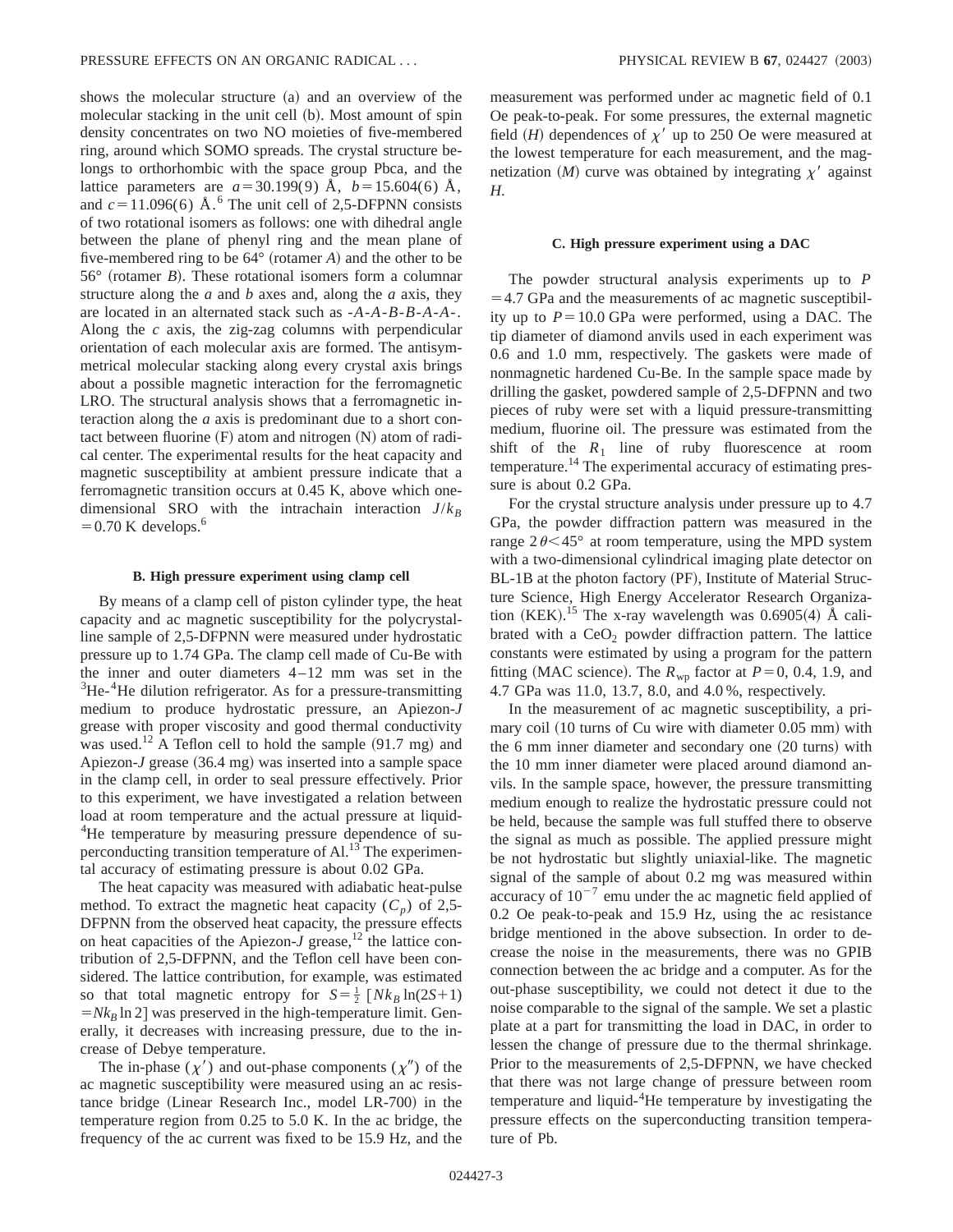shows the molecular structure (a) and an overview of the molecular stacking in the unit cell (b). Most amount of spin density concentrates on two NO moieties of five-membered ring, around which SOMO spreads. The crystal structure belongs to orthorhombic with the space group Pbca, and the lattice parameters are $a = 30.199(9)$ Å, $b = 15.604(6)$ Å, and $c = 11.096(6)$ Å.[6] The unit cell of 2,5-DFPNN consists of two rotational isomers as follows: one with dihedral angle between the plane of phenyl ring and the mean plane of five-membered ring to be 64° (rotamer *A*) and the other to be 56° (rotamer *B*). These rotational isomers form a columnar structure along the *a* and *b* axes and, along the *a* axis, they are located in an alternated stack such as -*A*-*A*-*B*-*B*-*A*-*A*-. Along the *c* axis, the zig-zag columns with perpendicular orientation of each molecular axis are formed. The antisymmetrical molecular stacking along every crystal axis brings about a possible magnetic interaction for the ferromagnetic LRO. The structural analysis shows that a ferromagnetic interaction along the *a* axis is predominant due to a short contact between fluorine (F) atom and nitrogen (N) atom of radical center. The experimental results for the heat capacity and magnetic susceptibility at ambient pressure indicate that a ferromagnetic transition occurs at 0.45 K, above which one-dimensional SRO with the intrachain interaction $J/k_B = 0.70$ K develops.[6]

#### B. High pressure experiment using clamp cell

By means of a clamp cell of piston cylinder type, the heat capacity and ac magnetic susceptibility for the polycrystalline sample of 2,5-DFPNN were measured under hydrostatic pressure up to 1.74 GPa. The clamp cell made of Cu-Be with the inner and outer diameters 4–12 mm was set in the $^3$He-$^4$He dilution refrigerator. As for a pressure-transmitting medium to produce hydrostatic pressure, an Apiezon-*J* grease with proper viscosity and good thermal conductivity was used.[12] A Teflon cell to hold the sample (91.7 mg) and Apiezon-*J* grease (36.4 mg) was inserted into a sample space in the clamp cell, in order to seal pressure effectively. Prior to this experiment, we have investigated a relation between load at room temperature and the actual pressure at liquid-$^4$He temperature by measuring pressure dependence of superconducting transition temperature of Al.[13] The experimental accuracy of estimating pressure is about 0.02 GPa.

The heat capacity was measured with adiabatic heat-pulse method. To extract the magnetic heat capacity ($C_p$) of 2,5-DFPNN from the observed heat capacity, the pressure effects on heat capacities of the Apiezon-*J* grease,[12] the lattice contribution of 2,5-DFPNN, and the Teflon cell have been considered. The lattice contribution, for example, was estimated so that total magnetic entropy for $S = \frac{1}{2}$ $[Nk_B \ln(2S+1) = Nk_B \ln 2]$ was preserved in the high-temperature limit. Generally, it decreases with increasing pressure, due to the increase of Debye temperature.

The in-phase ($\chi'$) and out-phase components ($\chi''$) of the ac magnetic susceptibility were measured using an ac resistance bridge (Linear Research Inc., model LR-700) in the temperature region from 0.25 to 5.0 K. In the ac bridge, the frequency of the ac current was fixed to be 15.9 Hz, and the measurement was performed under ac magnetic field of 0.1 Oe peak-to-peak. For some pressures, the external magnetic field ($H$) dependences of $\chi'$ up to 250 Oe were measured at the lowest temperature for each measurement, and the magnetization ($M$) curve was obtained by integrating $\chi'$ against $H$.

#### C. High pressure experiment using a DAC

The powder structural analysis experiments up to $P = 4.7$ GPa and the measurements of ac magnetic susceptibility up to $P = 10.0$ GPa were performed, using a DAC. The tip diameter of diamond anvils used in each experiment was 0.6 and 1.0 mm, respectively. The gaskets were made of nonmagnetic hardened Cu-Be. In the sample space made by drilling the gasket, powdered sample of 2,5-DFPNN and two pieces of ruby were set with a liquid pressure-transmitting medium, fluorine oil. The pressure was estimated from the shift of the $R_1$ line of ruby fluorescence at room temperature.[14] The experimental accuracy of estimating pressure is about 0.2 GPa.

For the crystal structure analysis under pressure up to 4.7 GPa, the powder diffraction pattern was measured in the range $2\theta < 45°$ at room temperature, using the MPD system with a two-dimensional cylindrical imaging plate detector on BL-1B at the photon factory (PF), Institute of Material Structure Science, High Energy Accelerator Research Organization (KEK).[15] The x-ray wavelength was 0.6905(4) Å calibrated with a $CeO_2$ powder diffraction pattern. The lattice constants were estimated by using a program for the pattern fitting (MAC science). The $R_{\rm wp}$ factor at $P = 0$, 0.4, 1.9, and 4.7 GPa was 11.0, 13.7, 8.0, and 4.0 %, respectively.

In the measurement of ac magnetic susceptibility, a primary coil (10 turns of Cu wire with diameter 0.05 mm) with the 6 mm inner diameter and secondary one (20 turns) with the 10 mm inner diameter were placed around diamond anvils. In the sample space, however, the pressure transmitting medium enough to realize the hydrostatic pressure could not be held, because the sample was full stuffed there to observe the signal as much as possible. The applied pressure might be not hydrostatic but slightly uniaxial-like. The magnetic signal of the sample of about 0.2 mg was measured within accuracy of $10^{-7}$ emu under the ac magnetic field applied of 0.2 Oe peak-to-peak and 15.9 Hz, using the ac resistance bridge mentioned in the above subsection. In order to decrease the noise in the measurements, there was no GPIB connection between the ac bridge and a computer. As for the out-phase susceptibility, we could not detect it due to the noise comparable to the signal of the sample. We set a plastic plate at a part for transmitting the load in DAC, in order to lessen the change of pressure due to the thermal shrinkage. Prior to the measurements of 2,5-DFPNN, we have checked that there was not large change of pressure between room temperature and liquid-$^4$He temperature by investigating the pressure effects on the superconducting transition temperature of Pb.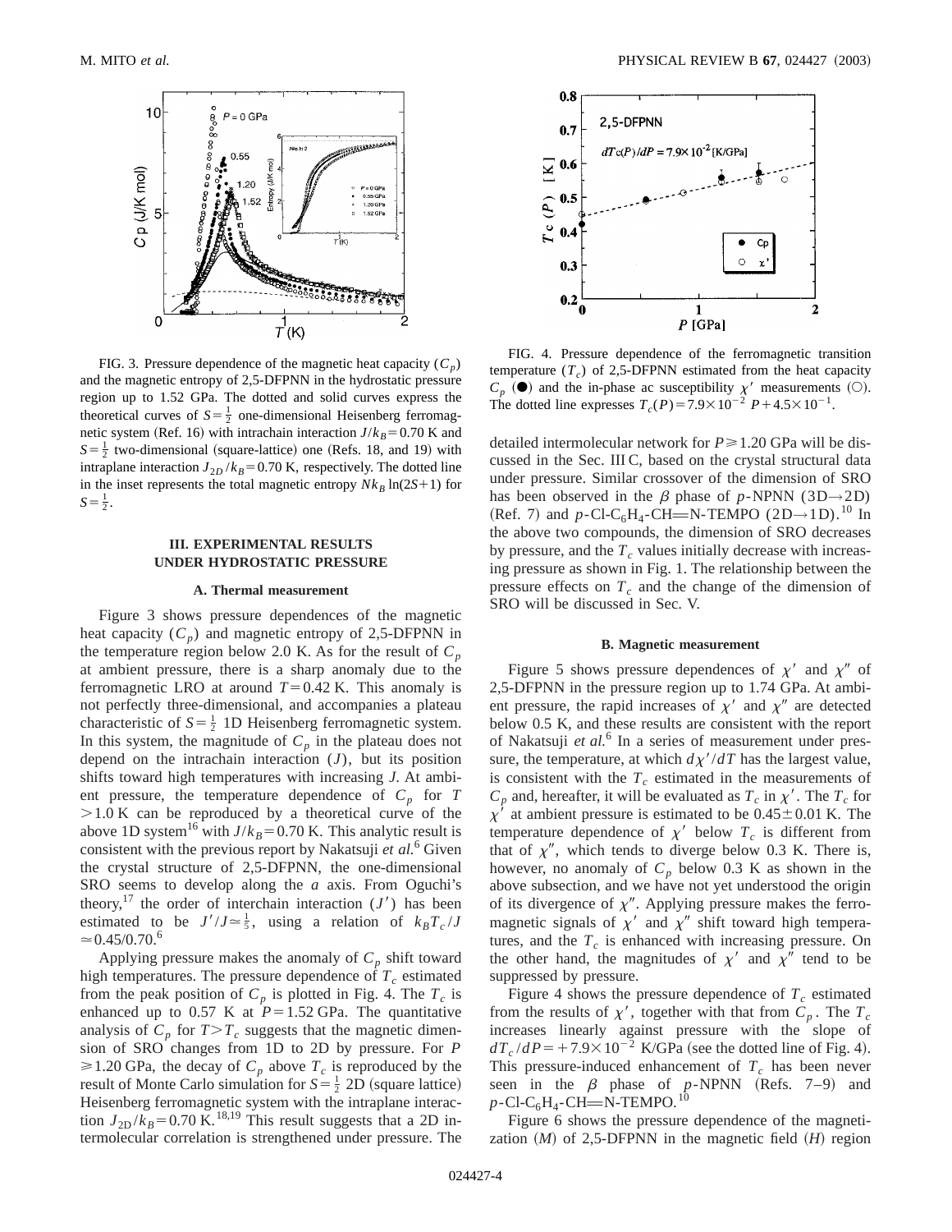FIG. 3. Pressure dependence of the magnetic heat capacity ($C_p$) and the magnetic entropy of 2,5-DFPNN in the hydrostatic pressure region up to 1.52 GPa. The dotted and solid curves express the theoretical curves of $S=\frac{1}{2}$ one-dimensional Heisenberg ferromagnetic system (Ref. 16) with intrachain interaction $J/k_B=0.70$ K and $S=\frac{1}{2}$ two-dimensional (square-lattice) one (Refs. 18, and 19) with intraplane interaction $J_{2D}/k_B=0.70$ K, respectively. The dotted line in the inset represents the total magnetic entropy $Nk_B\ln(2S+1)$ for $S=\frac{1}{2}$.

FIG. 4. Pressure dependence of the ferromagnetic transition temperature ($T_c$) of 2,5-DFPNN estimated from the heat capacity $C_p$ (●) and the in-phase ac susceptibility $\chi'$ measurements (○). The dotted line expresses $T_c(P)=7.9\times10^{-2}\ P+4.5\times10^{-1}$.

## III. EXPERIMENTAL RESULTS UNDER HYDROSTATIC PRESSURE

### A. Thermal measurement

Figure 3 shows pressure dependences of the magnetic heat capacity ($C_p$) and magnetic entropy of 2,5-DFPNN in the temperature region below 2.0 K. As for the result of $C_p$ at ambient pressure, there is a sharp anomaly due to the ferromagnetic LRO at around $T=0.42$ K. This anomaly is not perfectly three-dimensional, and accompanies a plateau characteristic of $S=\frac{1}{2}$ 1D Heisenberg ferromagnetic system. In this system, the magnitude of $C_p$ in the plateau does not depend on the intrachain interaction ($J$), but its position shifts toward high temperatures with increasing $J$. At ambient pressure, the temperature dependence of $C_p$ for $T>1.0$ K can be reproduced by a theoretical curve of the above 1D system[16] with $J/k_B=0.70$ K. This analytic result is consistent with the previous report by Nakatsuji *et al.*[6] Given the crystal structure of 2,5-DFPNN, the one-dimensional SRO seems to develop along the *a* axis. From Oguchi's theory,[17] the order of interchain interaction ($J'$) has been estimated to be $J'/J\simeq\frac{1}{5}$, using a relation of $k_BT_c/J\simeq0.45/0.70$.[6]

Applying pressure makes the anomaly of $C_p$ shift toward high temperatures. The pressure dependence of $T_c$ estimated from the peak position of $C_p$ is plotted in Fig. 4. The $T_c$ is enhanced up to 0.57 K at $P=1.52$ GPa. The quantitative analysis of $C_p$ for $T>T_c$ suggests that the magnetic dimension of SRO changes from 1D to 2D by pressure. For $P\geqslant1.20$ GPa, the decay of $C_p$ above $T_c$ is reproduced by the result of Monte Carlo simulation for $S=\frac{1}{2}$ 2D (square lattice) Heisenberg ferromagnetic system with the intraplane interaction $J_{2D}/k_B=0.70$ K.[18,19] This result suggests that a 2D intermolecular correlation is strengthened under pressure. The detailed intermolecular network for $P\geqslant1.20$ GPa will be discussed in the Sec. III C, based on the crystal structural data under pressure. Similar crossover of the dimension of SRO has been observed in the $\beta$ phase of *p*-NPNN (3D→2D) (Ref. 7) and *p*-Cl-$C_6H_4$-CH═N-TEMPO (2D→1D).[10] In the above two compounds, the dimension of SRO decreases by pressure, and the $T_c$ values initially decrease with increasing pressure as shown in Fig. 1. The relationship between the pressure effects on $T_c$ and the change of the dimension of SRO will be discussed in Sec. V.

### B. Magnetic measurement

Figure 5 shows pressure dependences of $\chi'$ and $\chi''$ of 2,5-DFPNN in the pressure region up to 1.74 GPa. At ambient pressure, the rapid increases of $\chi'$ and $\chi''$ are detected below 0.5 K, and these results are consistent with the report of Nakatsuji *et al.*[6] In a series of measurement under pressure, the temperature, at which $d\chi'/dT$ has the largest value, is consistent with the $T_c$ estimated in the measurements of $C_p$ and, hereafter, it will be evaluated as $T_c$ in $\chi'$. The $T_c$ for $\chi'$ at ambient pressure is estimated to be $0.45\pm0.01$ K. The temperature dependence of $\chi'$ below $T_c$ is different from that of $\chi''$, which tends to diverge below 0.3 K. There is, however, no anomaly of $C_p$ below 0.3 K as shown in the above subsection, and we have not yet understood the origin of its divergence of $\chi''$. Applying pressure makes the ferromagnetic signals of $\chi'$ and $\chi''$ shift toward high temperatures, and the $T_c$ is enhanced with increasing pressure. On the other hand, the magnitudes of $\chi'$ and $\chi''$ tend to be suppressed by pressure.

Figure 4 shows the pressure dependence of $T_c$ estimated from the results of $\chi'$, together with that from $C_p$. The $T_c$ increases linearly against pressure with the slope of $dT_c/dP=+7.9\times10^{-2}$ K/GPa (see the dotted line of Fig. 4). This pressure-induced enhancement of $T_c$ has been never seen in the $\beta$ phase of *p*-NPNN (Refs. 7–9) and *p*-Cl-$C_6H_4$-CH═N-TEMPO.[10]

Figure 6 shows the pressure dependence of the magnetization ($M$) of 2,5-DFPNN in the magnetic field ($H$) region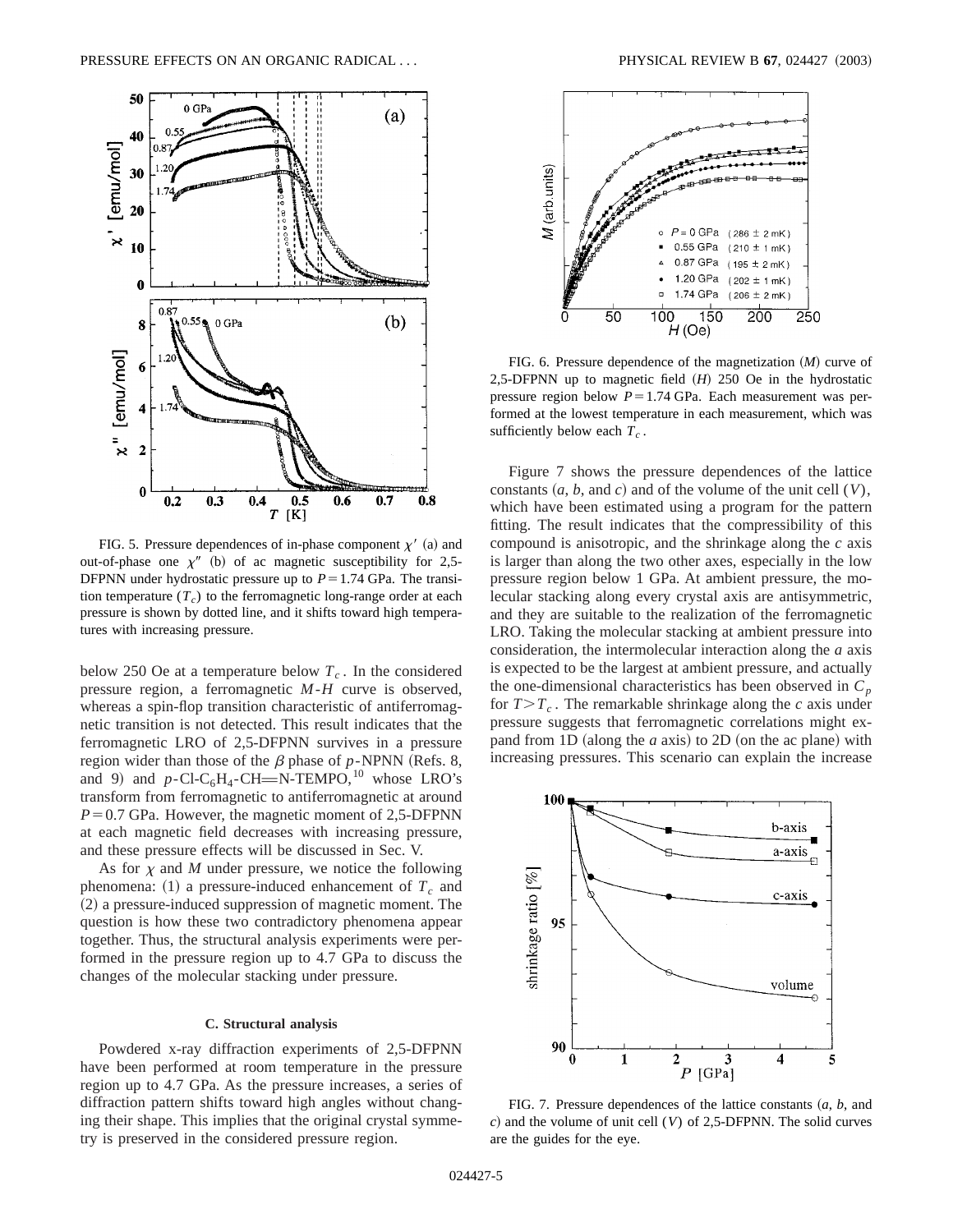FIG. 5. Pressure dependences of in-phase component $\chi'$ (a) and out-of-phase one $\chi''$ (b) of ac magnetic susceptibility for 2,5-DFPNN under hydrostatic pressure up to $P = 1.74$ GPa. The transition temperature ($T_c$) to the ferromagnetic long-range order at each pressure is shown by dotted line, and it shifts toward high temperatures with increasing pressure.

below 250 Oe at a temperature below $T_c$. In the considered pressure region, a ferromagnetic $M$-$H$ curve is observed, whereas a spin-flop transition characteristic of antiferromagnetic transition is not detected. This result indicates that the ferromagnetic LRO of 2,5-DFPNN survives in a pressure region wider than those of the $\beta$ phase of $p$-NPNN (Refs. 8, and 9) and $p$-Cl-$C_6H_4$-CH=N-TEMPO,[10] whose LRO's transform from ferromagnetic to antiferromagnetic at around $P = 0.7$ GPa. However, the magnetic moment of 2,5-DFPNN at each magnetic field decreases with increasing pressure, and these pressure effects will be discussed in Sec. V.

As for $\chi$ and $M$ under pressure, we notice the following phenomena: (1) a pressure-induced enhancement of $T_c$ and (2) a pressure-induced suppression of magnetic moment. The question is how these two contradictory phenomena appear together. Thus, the structural analysis experiments were performed in the pressure region up to 4.7 GPa to discuss the changes of the molecular stacking under pressure.

### C. Structural analysis

Powdered x-ray diffraction experiments of 2,5-DFPNN have been performed at room temperature in the pressure region up to 4.7 GPa. As the pressure increases, a series of diffraction pattern shifts toward high angles without changing their shape. This implies that the original crystal symmetry is preserved in the considered pressure region.

FIG. 6. Pressure dependence of the magnetization ($M$) curve of 2,5-DFPNN up to magnetic field ($H$) 250 Oe in the hydrostatic pressure region below $P = 1.74$ GPa. Each measurement was performed at the lowest temperature in each measurement, which was sufficiently below each $T_c$.

Figure 7 shows the pressure dependences of the lattice constants ($a$, $b$, and $c$) and of the volume of the unit cell ($V$), which have been estimated using a program for the pattern fitting. The result indicates that the compressibility of this compound is anisotropic, and the shrinkage along the $c$ axis is larger than along the two other axes, especially in the low pressure region below 1 GPa. At ambient pressure, the molecular stacking along every crystal axis are antisymmetric, and they are suitable to the realization of the ferromagnetic LRO. Taking the molecular stacking at ambient pressure into consideration, the intermolecular interaction along the $a$ axis is expected to be the largest at ambient pressure, and actually the one-dimensional characteristics has been observed in $C_p$ for $T > T_c$. The remarkable shrinkage along the $c$ axis under pressure suggests that ferromagnetic correlations might expand from 1D (along the $a$ axis) to 2D (on the ac plane) with increasing pressures. This scenario can explain the increase

FIG. 7. Pressure dependences of the lattice constants ($a$, $b$, and $c$) and the volume of unit cell ($V$) of 2,5-DFPNN. The solid curves are the guides for the eye.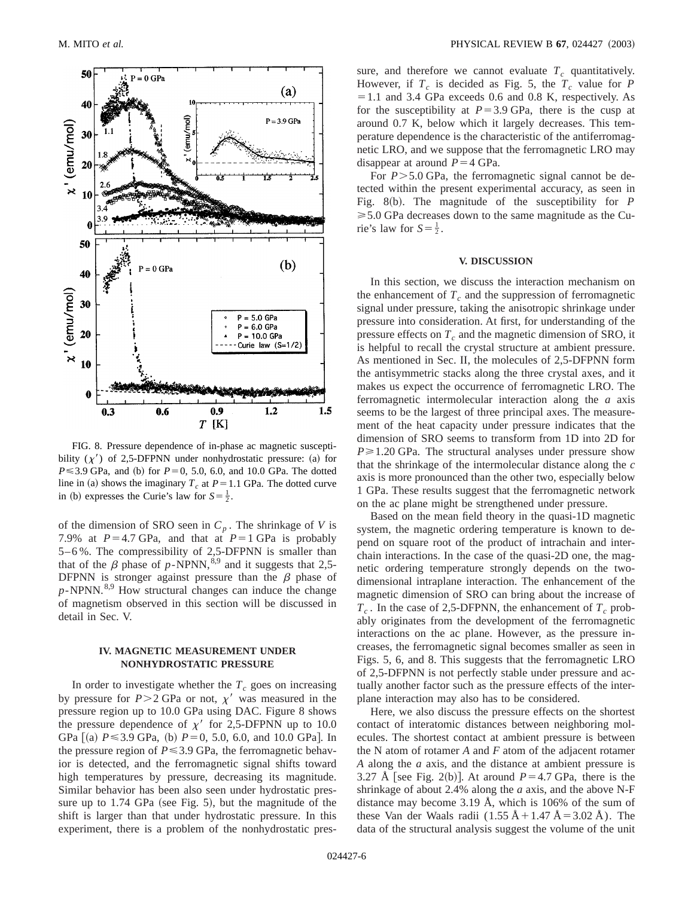FIG. 8. Pressure dependence of in-phase ac magnetic susceptibility ($\chi'$) of 2,5-DFPNN under nonhydrostatic pressure: (a) for $P \leqslant 3.9$ GPa, and (b) for $P = 0$, 5.0, 6.0, and 10.0 GPa. The dotted line in (a) shows the imaginary $T_c$ at $P = 1.1$ GPa. The dotted curve in (b) expresses the Curie's law for $S = \frac{1}{2}$.

of the dimension of SRO seen in $C_p$. The shrinkage of $V$ is 7.9% at $P = 4.7$ GPa, and that at $P = 1$ GPa is probably 5–6%. The compressibility of 2,5-DFPNN is smaller than that of the $\beta$ phase of $p$-NPNN,[8,9] and it suggests that 2,5-DFPNN is stronger against pressure than the $\beta$ phase of $p$-NPNN.[8,9] How structural changes can induce the change of magnetism observed in this section will be discussed in detail in Sec. V.

## IV. MAGNETIC MEASUREMENT UNDER NONHYDROSTATIC PRESSURE

In order to investigate whether the $T_c$ goes on increasing by pressure for $P > 2$ GPa or not, $\chi'$ was measured in the pressure region up to 10.0 GPa using DAC. Figure 8 shows the pressure dependence of $\chi'$ for 2,5-DFPNN up to 10.0 GPa [(a) $P \leqslant 3.9$ GPa, (b) $P = 0$, 5.0, 6.0, and 10.0 GPa]. In the pressure region of $P \leqslant 3.9$ GPa, the ferromagnetic behavior is detected, and the ferromagnetic signal shifts toward high temperatures by pressure, decreasing its magnitude. Similar behavior has been also seen under hydrostatic pressure up to 1.74 GPa (see Fig. 5), but the magnitude of the shift is larger than that under hydrostatic pressure. In this experiment, there is a problem of the nonhydrostatic pressure, and therefore we cannot evaluate $T_c$ quantitatively. However, if $T_c$ is decided as Fig. 5, the $T_c$ value for $P = 1.1$ and 3.4 GPa exceeds 0.6 and 0.8 K, respectively. As for the susceptibility at $P = 3.9$ GPa, there is the cusp at around 0.7 K, below which it largely decreases. This temperature dependence is the characteristic of the antiferromagnetic LRO, and we suppose that the ferromagnetic LRO may disappear at around $P = 4$ GPa.

For $P > 5.0$ GPa, the ferromagnetic signal cannot be detected within the present experimental accuracy, as seen in Fig. 8(b). The magnitude of the susceptibility for $P \geqslant 5.0$ GPa decreases down to the same magnitude as the Curie's law for $S = \frac{1}{2}$.

## V. DISCUSSION

In this section, we discuss the interaction mechanism on the enhancement of $T_c$ and the suppression of ferromagnetic signal under pressure, taking the anisotropic shrinkage under pressure into consideration. At first, for understanding of the pressure effects on $T_c$ and the magnetic dimension of SRO, it is helpful to recall the crystal structure at ambient pressure. As mentioned in Sec. II, the molecules of 2,5-DFPNN form the antisymmetric stacks along the three crystal axes, and it makes us expect the occurrence of ferromagnetic LRO. The ferromagnetic intermolecular interaction along the $a$ axis seems to be the largest of three principal axes. The measurement of the heat capacity under pressure indicates that the dimension of SRO seems to transform from 1D into 2D for $P \geqslant 1.20$ GPa. The structural analyses under pressure show that the shrinkage of the intermolecular distance along the $c$ axis is more pronounced than the other two, especially below 1 GPa. These results suggest that the ferromagnetic network on the ac plane might be strengthened under pressure.

Based on the mean field theory in the quasi-1D magnetic system, the magnetic ordering temperature is known to depend on square root of the product of intrachain and interchain interactions. In the case of the quasi-2D one, the magnetic ordering temperature strongly depends on the two-dimensional intraplane interaction. The enhancement of the magnetic dimension of SRO can bring about the increase of $T_c$. In the case of 2,5-DFPNN, the enhancement of $T_c$ probably originates from the development of the ferromagnetic interactions on the ac plane. However, as the pressure increases, the ferromagnetic signal becomes smaller as seen in Figs. 5, 6, and 8. This suggests that the ferromagnetic LRO of 2,5-DFPNN is not perfectly stable under pressure and actually another factor such as the pressure effects of the interplane interaction may also has to be considered.

Here, we also discuss the pressure effects on the shortest contact of interatomic distances between neighboring molecules. The shortest contact at ambient pressure is between the N atom of rotamer $A$ and $F$ atom of the adjacent rotamer $A$ along the $a$ axis, and the distance at ambient pressure is 3.27 Å [see Fig. 2(b)]. At around $P = 4.7$ GPa, there is the shrinkage of about 2.4% along the $a$ axis, and the above N-F distance may become 3.19 Å, which is 106% of the sum of these Van der Waals radii (1.55 Å + 1.47 Å = 3.02 Å). The data of the structural analysis suggest the volume of the unit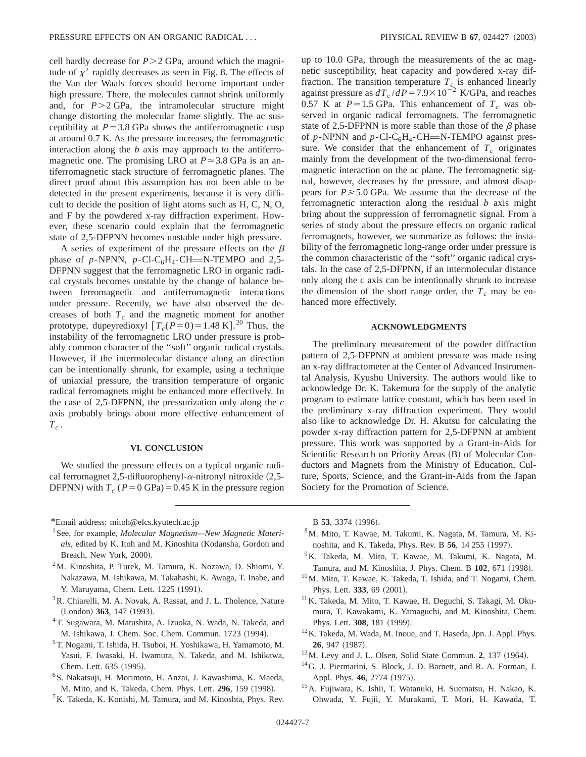cell hardly decrease for $P > 2$ GPa, around which the magnitude of $\chi'$ rapidly decreases as seen in Fig. 8. The effects of the Van der Waals forces should become important under high pressure. There, the molecules cannot shrink uniformly and, for $P > 2$ GPa, the intramolecular structure might change distorting the molecular frame slightly. The ac susceptibility at $P = 3.8$ GPa shows the antiferromagnetic cusp at around 0.7 K. As the pressure increases, the ferromagnetic interaction along the *b* axis may approach to the antiferromagnetic one. The promising LRO at $P \simeq 3.8$ GPa is an antiferromagnetic stack structure of ferromagnetic planes. The direct proof about this assumption has not been able to be detected in the present experiments, because it is very difficult to decide the position of light atoms such as H, C, N, O, and F by the powdered x-ray diffraction experiment. However, these scenario could explain that the ferromagnetic state of 2,5-DFPNN becomes unstable under high pressure.

A series of experiment of the pressure effects on the $\beta$ phase of *p*-NPNN, *p*-Cl-$C_6H_4$-CH=N-TEMPO and 2,5-DFPNN suggest that the ferromagnetic LRO in organic radical crystals becomes unstable by the change of balance between ferromagnetic and antiferromagnetic interactions under pressure. Recently, we have also observed the decreases of both $T_c$ and the magnetic moment for another prototype, dupeyredioxyl [$T_c(P=0) = 1.48$ K].[20] Thus, the instability of the ferromagnetic LRO under pressure is probably common character of the "soft" organic radical crystals. However, if the intermolecular distance along an direction can be intentionally shrunk, for example, using a technique of uniaxial pressure, the transition temperature of organic radical ferromagnets might be enhanced more effectively. In the case of 2,5-DFPNN, the pressurization only along the *c* axis probably brings about more effective enhancement of $T_c$.

## VI. CONCLUSION

We studied the pressure effects on a typical organic radical ferromagnet 2,5-difluorophenyl-$\alpha$-nitronyl nitroxide (2,5-DFPNN) with $T_c$ ($P = 0$ GPa) = 0.45 K in the pressure region up to 10.0 GPa, through the measurements of the ac magnetic susceptibility, heat capacity and powdered x-ray diffraction. The transition temperature $T_c$ is enhanced linearly against pressure as $dT_c/dP = 7.9 \times 10^{-2}$ K/GPa, and reaches 0.57 K at $P \simeq 1.5$ GPa. This enhancement of $T_c$ was observed in organic radical ferromagnets. The ferromagnetic state of 2,5-DFPNN is more stable than those of the $\beta$ phase of *p*-NPNN and *p*-Cl-$C_6H_4$-CH=N-TEMPO against pressure. We consider that the enhancement of $T_c$ originates mainly from the development of the two-dimensional ferromagnetic interaction on the ac plane. The ferromagnetic signal, however, decreases by the pressure, and almost disappears for $P \geqslant 5.0$ GPa. We assume that the decrease of the ferromagnetic interaction along the residual *b* axis might bring about the suppression of ferromagnetic signal. From a series of study about the pressure effects on organic radical ferromagnets, however, we summarize as follows: the instability of the ferromagnetic long-range order under pressure is the common characteristic of the "soft" organic radical crystals. In the case of 2,5-DFPNN, if an intermolecular distance only along the *c* axis can be intentionally shrunk to increase the dimension of the short range order, the $T_c$ may be enhanced more effectively.

## ACKNOWLEDGMENTS

The preliminary measurement of the powder diffraction pattern of 2,5-DFPNN at ambient pressure was made using an x-ray diffractometer at the Center of Advanced Instrumental Analysis, Kyushu University. The authors would like to acknowledge Dr. K. Takemura for the supply of the analytic program to estimate lattice constant, which has been used in the preliminary x-ray diffraction experiment. They would also like to acknowledge Dr. H. Akutsu for calculating the powder x-ray diffraction pattern for 2,5-DFPNN at ambient pressure. This work was supported by a Grant-in-Aids for Scientific Research on Priority Areas (B) of Molecular Conductors and Magnets from the Ministry of Education, Culture, Sports, Science, and the Grant-in-Aids from the Japan Society for the Promotion of Science.

---

*Email address: mitoh@elcs.kyutech.ac.jp

[1] See, for example, *Molecular Magnetism—New Magnetic Materials*, edited by K. Itoh and M. Kinoshita (Kodansha, Gordon and Breach, New York, 2000).

[2] M. Kinoshita, P. Turek, M. Tamura, K. Nozawa, D. Shiomi, Y. Nakazawa, M. Ishikawa, M. Takahashi, K. Awaga, T. Inabe, and Y. Maruyama, Chem. Lett. 1225 (1991).

[3] R. Chiarelli, M. A. Novak, A. Rassat, and J. L. Tholence, Nature (London) **363**, 147 (1993).

[4] T. Sugawara, M. Matushita, A. Izuoka, N. Wada, N. Takeda, and M. Ishikawa, J. Chem. Soc. Chem. Commun. 1723 (1994).

[5] T. Nogami, T. Ishida, H. Tsuboi, H. Yoshikawa, H. Yamamoto, M. Yasui, F. Iwasaki, H. Iwamura, N. Takeda, and M. Ishikawa, Chem. Lett. 635 (1995).

[6] S. Nakatsuji, H. Morimoto, H. Anzai, J. Kawashima, K. Maeda, M. Mito, and K. Takeda, Chem. Phys. Lett. **296**, 159 (1998).

[7] K. Takeda, K. Konishi, M. Tamura, and M. Kinoshta, Phys. Rev. B **53**, 3374 (1996).

[8] M. Mito, T. Kawae, M. Takumi, K. Nagata, M. Tamura, M. Kinoshita, and K. Takeda, Phys. Rev. B **56**, 14 255 (1997).

[9] K. Takeda, M. Mito, T. Kawae, M. Takumi, K. Nagata, M. Tamura, and M. Kinoshita, J. Phys. Chem. B **102**, 671 (1998).

[10] M. Mito, T. Kawae, K. Takeda, T. Ishida, and T. Nogami, Chem. Phys. Lett. **333**, 69 (2001).

[11] K. Takeda, M. Mito, T. Kawae, H. Deguchi, S. Takagi, M. Okumura, T. Kawakami, K. Yamaguchi, and M. Kinoshita, Chem. Phys. Lett. **308**, 181 (1999).

[12] K. Takeda, M. Wada, M. Inoue, and T. Haseda, Jpn. J. Appl. Phys. **26**, 947 (1987).

[13] M. Levy and J. L. Olsen, Solid State Commun. **2**, 137 (1964).

[14] G. J. Piermarini, S. Block, J. D. Barnett, and R. A. Forman, J. Appl. Phys. **46**, 2774 (1975).

[15] A. Fujiwara, K. Ishii, T. Watanuki, H. Suematsu, H. Nakao, K. Ohwada, Y. Fujii, Y. Murakami, T. Mori, H. Kawada, T.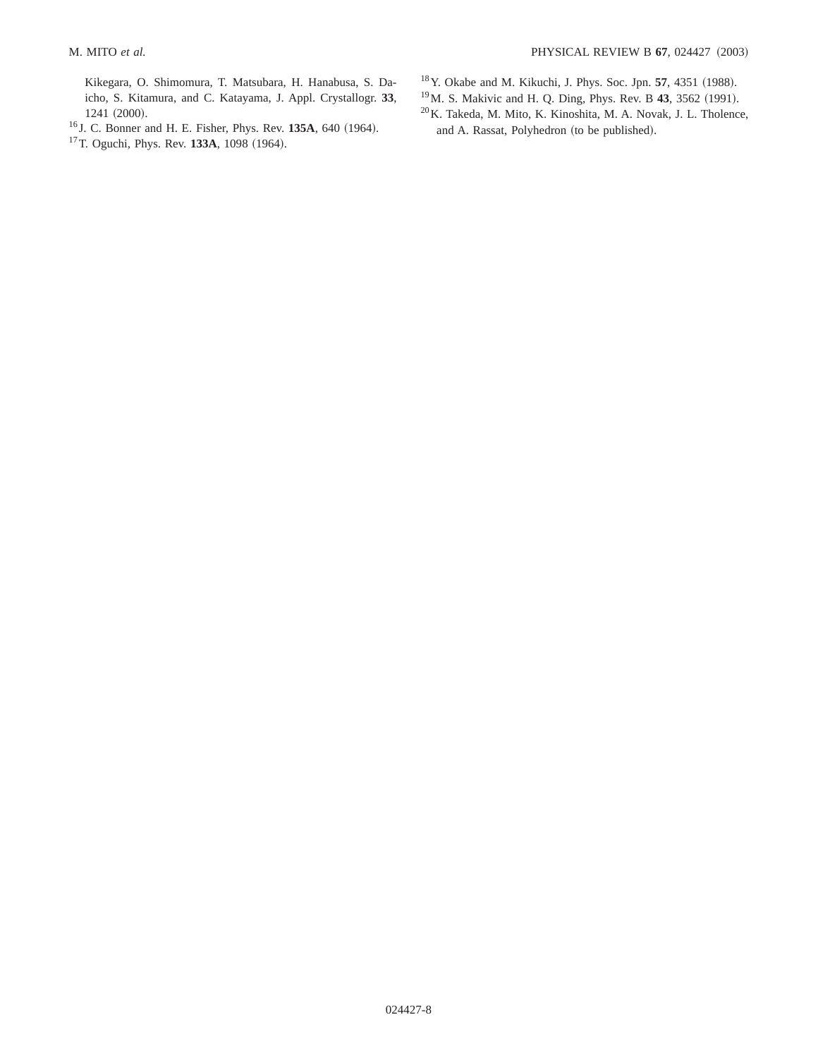Kikegara, O. Shimomura, T. Matsubara, H. Hanabusa, S. Daicho, S. Kitamura, and C. Katayama, J. Appl. Crystallogr. **33**, 1241 (2000).

[16] J. C. Bonner and H. E. Fisher, Phys. Rev. **135A**, 640 (1964).

[17] T. Oguchi, Phys. Rev. **133A**, 1098 (1964).

[18] Y. Okabe and M. Kikuchi, J. Phys. Soc. Jpn. **57**, 4351 (1988).

[19] M. S. Makivic and H. Q. Ding, Phys. Rev. B **43**, 3562 (1991).

[20] K. Takeda, M. Mito, K. Kinoshita, M. A. Novak, J. L. Tholence, and A. Rassat, Polyhedron (to be published).